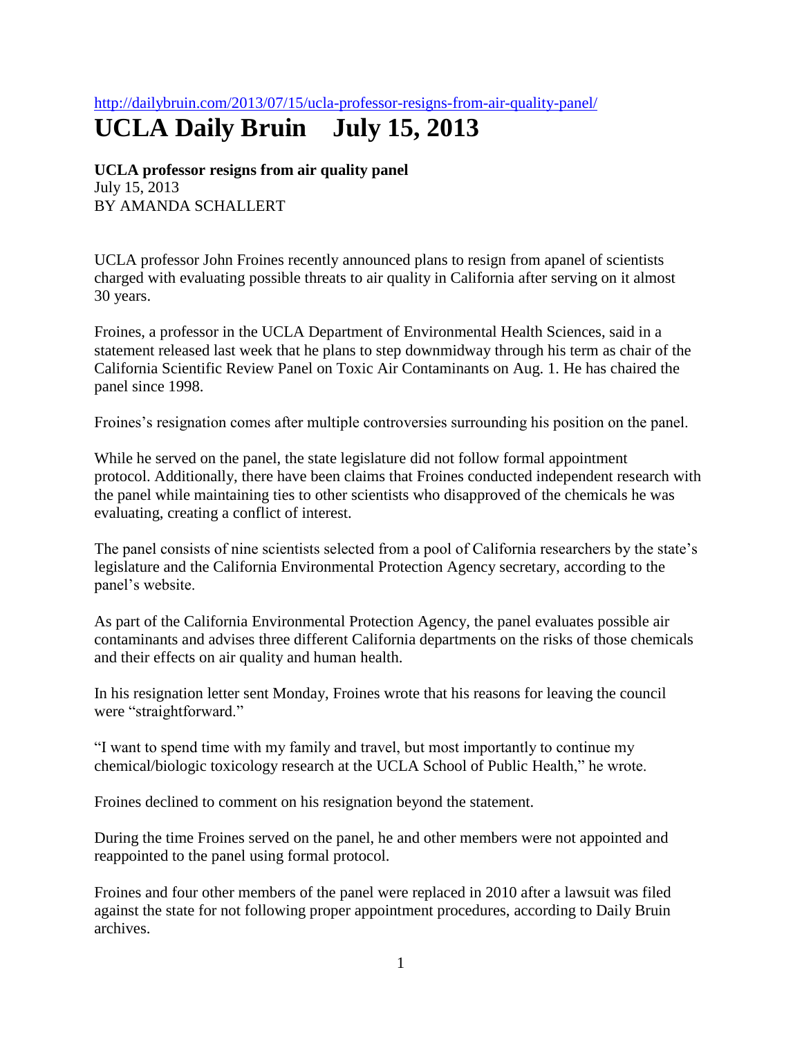http://dailybruin.com/2013/07/15/ucla-professor-resigns-from-air-quality-panel/

# UCLA Daily Bruin July 15, 2013

**UCLA professor resigns from air quality panel**
July 15, 2013
BY AMANDA SCHALLERT

UCLA professor John Froines recently announced plans to resign from apanel of scientists charged with evaluating possible threats to air quality in California after serving on it almost 30 years.

Froines, a professor in the UCLA Department of Environmental Health Sciences, said in a statement released last week that he plans to step downmidway through his term as chair of the California Scientific Review Panel on Toxic Air Contaminants on Aug. 1. He has chaired the panel since 1998.

Froines's resignation comes after multiple controversies surrounding his position on the panel.

While he served on the panel, the state legislature did not follow formal appointment protocol. Additionally, there have been claims that Froines conducted independent research with the panel while maintaining ties to other scientists who disapproved of the chemicals he was evaluating, creating a conflict of interest.

The panel consists of nine scientists selected from a pool of California researchers by the state's legislature and the California Environmental Protection Agency secretary, according to the panel's website.

As part of the California Environmental Protection Agency, the panel evaluates possible air contaminants and advises three different California departments on the risks of those chemicals and their effects on air quality and human health.

In his resignation letter sent Monday, Froines wrote that his reasons for leaving the council were "straightforward."

"I want to spend time with my family and travel, but most importantly to continue my chemical/biologic toxicology research at the UCLA School of Public Health," he wrote.

Froines declined to comment on his resignation beyond the statement.

During the time Froines served on the panel, he and other members were not appointed and reappointed to the panel using formal protocol.

Froines and four other members of the panel were replaced in 2010 after a lawsuit was filed against the state for not following proper appointment procedures, according to Daily Bruin archives.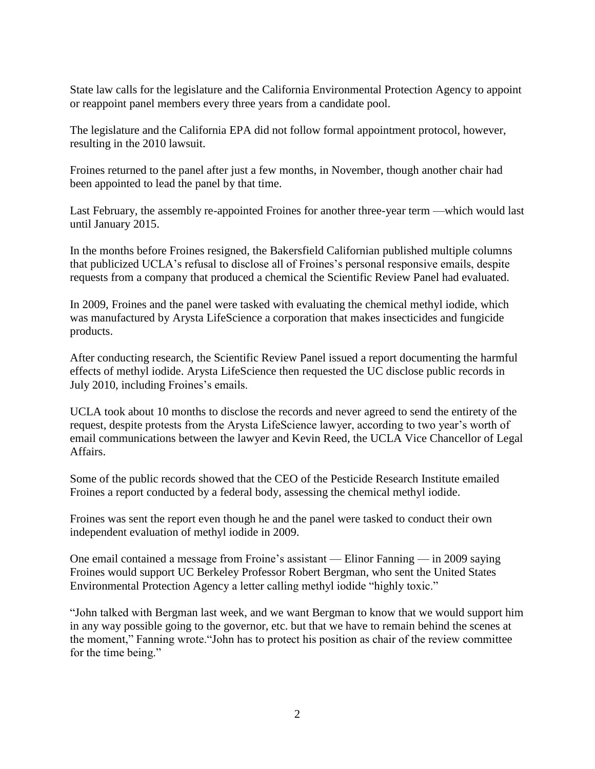State law calls for the legislature and the California Environmental Protection Agency to appoint or reappoint panel members every three years from a candidate pool.

The legislature and the California EPA did not follow formal appointment protocol, however, resulting in the 2010 lawsuit.

Froines returned to the panel after just a few months, in November, though another chair had been appointed to lead the panel by that time.

Last February, the assembly re-appointed Froines for another three-year term —which would last until January 2015.

In the months before Froines resigned, the Bakersfield Californian published multiple columns that publicized UCLA's refusal to disclose all of Froines's personal responsive emails, despite requests from a company that produced a chemical the Scientific Review Panel had evaluated.

In 2009, Froines and the panel were tasked with evaluating the chemical methyl iodide, which was manufactured by Arysta LifeScience a corporation that makes insecticides and fungicide products.

After conducting research, the Scientific Review Panel issued a report documenting the harmful effects of methyl iodide. Arysta LifeScience then requested the UC disclose public records in July 2010, including Froines's emails.

UCLA took about 10 months to disclose the records and never agreed to send the entirety of the request, despite protests from the Arysta LifeScience lawyer, according to two year's worth of email communications between the lawyer and Kevin Reed, the UCLA Vice Chancellor of Legal Affairs.

Some of the public records showed that the CEO of the Pesticide Research Institute emailed Froines a report conducted by a federal body, assessing the chemical methyl iodide.

Froines was sent the report even though he and the panel were tasked to conduct their own independent evaluation of methyl iodide in 2009.

One email contained a message from Froine's assistant — Elinor Fanning — in 2009 saying Froines would support UC Berkeley Professor Robert Bergman, who sent the United States Environmental Protection Agency a letter calling methyl iodide "highly toxic."

"John talked with Bergman last week, and we want Bergman to know that we would support him in any way possible going to the governor, etc. but that we have to remain behind the scenes at the moment," Fanning wrote."John has to protect his position as chair of the review committee for the time being."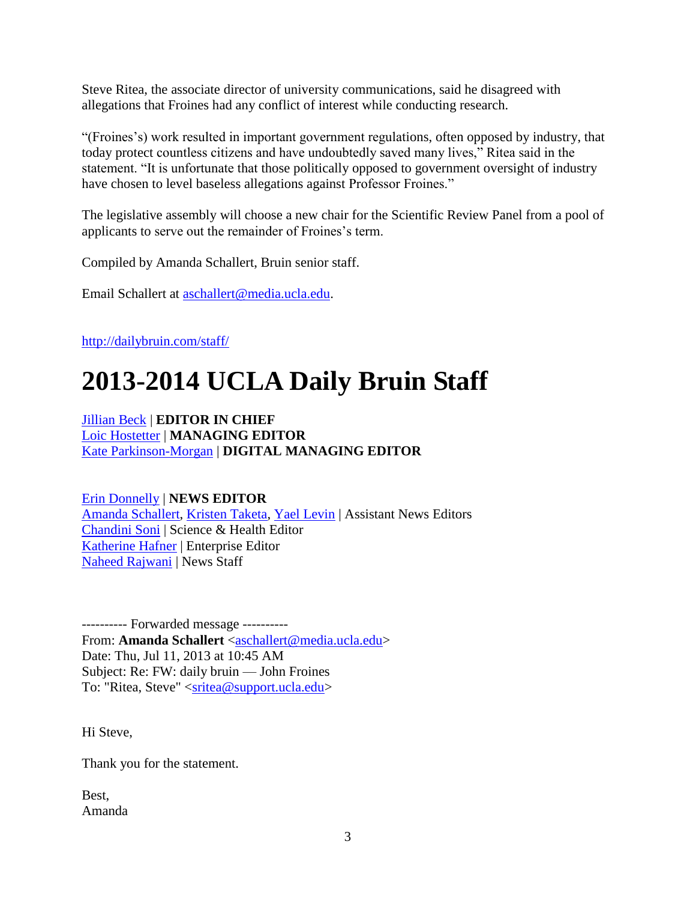Steve Ritea, the associate director of university communications, said he disagreed with allegations that Froines had any conflict of interest while conducting research.

"(Froines's) work resulted in important government regulations, often opposed by industry, that today protect countless citizens and have undoubtedly saved many lives," Ritea said in the statement. "It is unfortunate that those politically opposed to government oversight of industry have chosen to level baseless allegations against Professor Froines."

The legislative assembly will choose a new chair for the Scientific Review Panel from a pool of applicants to serve out the remainder of Froines's term.

Compiled by Amanda Schallert, Bruin senior staff.

Email Schallert at aschallert@media.ucla.edu.

http://dailybruin.com/staff/

# 2013-2014 UCLA Daily Bruin Staff

Jillian Beck | **EDITOR IN CHIEF**
Loic Hostetter | **MANAGING EDITOR**
Kate Parkinson-Morgan | **DIGITAL MANAGING EDITOR**

Erin Donnelly | **NEWS EDITOR**
Amanda Schallert, Kristen Taketa, Yael Levin | Assistant News Editors
Chandini Soni | Science & Health Editor
Katherine Hafner | Enterprise Editor
Naheed Rajwani | News Staff

---------- Forwarded message ----------
From: **Amanda Schallert** <aschallert@media.ucla.edu>
Date: Thu, Jul 11, 2013 at 10:45 AM
Subject: Re: FW: daily bruin — John Froines
To: "Ritea, Steve" <sritea@support.ucla.edu>

Hi Steve,

Thank you for the statement.

Best,
Amanda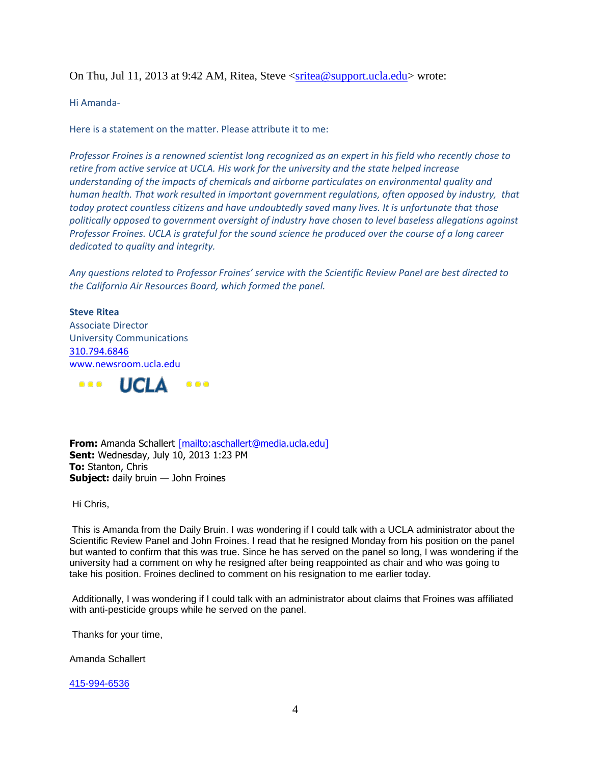On Thu, Jul 11, 2013 at 9:42 AM, Ritea, Steve <sritea@support.ucla.edu> wrote:

Hi Amanda-

Here is a statement on the matter. Please attribute it to me:

*Professor Froines is a renowned scientist long recognized as an expert in his field who recently chose to retire from active service at UCLA. His work for the university and the state helped increase understanding of the impacts of chemicals and airborne particulates on environmental quality and human health. That work resulted in important government regulations, often opposed by industry, that today protect countless citizens and have undoubtedly saved many lives. It is unfortunate that those politically opposed to government oversight of industry have chosen to level baseless allegations against Professor Froines. UCLA is grateful for the sound science he produced over the course of a long career dedicated to quality and integrity.*

*Any questions related to Professor Froines' service with the Scientific Review Panel are best directed to the California Air Resources Board, which formed the panel.*

**Steve Ritea**
Associate Director
University Communications
310.794.6846
www.newsroom.ucla.edu

UCLA

**From:** Amanda Schallert [mailto:aschallert@media.ucla.edu]
**Sent:** Wednesday, July 10, 2013 1:23 PM
**To:** Stanton, Chris
**Subject:** daily bruin — John Froines

Hi Chris,

This is Amanda from the Daily Bruin. I was wondering if I could talk with a UCLA administrator about the Scientific Review Panel and John Froines. I read that he resigned Monday from his position on the panel but wanted to confirm that this was true. Since he has served on the panel so long, I was wondering if the university had a comment on why he resigned after being reappointed as chair and who was going to take his position. Froines declined to comment on his resignation to me earlier today.

Additionally, I was wondering if I could talk with an administrator about claims that Froines was affiliated with anti-pesticide groups while he served on the panel.

Thanks for your time,

Amanda Schallert

415-994-6536